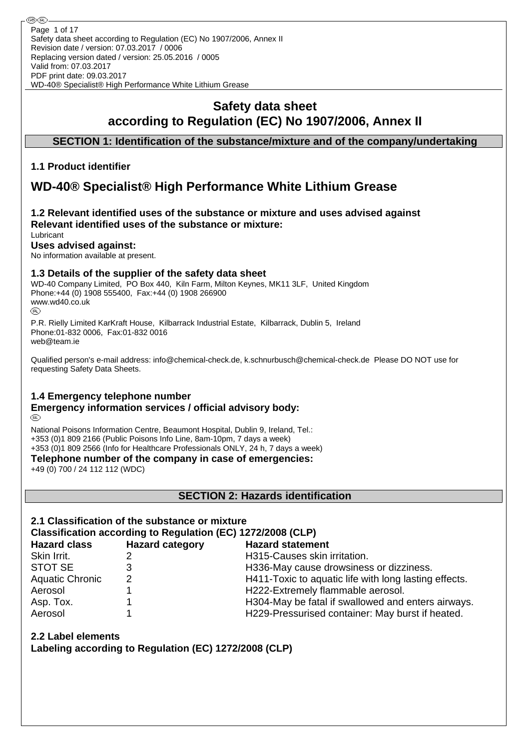# Safety data sheet
# according to Regulation (EC) No 1907/2006, Annex II

## SECTION 1: Identification of the substance/mixture and of the company/undertaking

### 1.1 Product identifier

# WD-40® Specialist® High Performance White Lithium Grease

### 1.2 Relevant identified uses of the substance or mixture and uses advised against

**Relevant identified uses of the substance or mixture:**

Lubricant

**Uses advised against:**

No information available at present.

### 1.3 Details of the supplier of the safety data sheet

WD-40 Company Limited, PO Box 440, Kiln Farm, Milton Keynes, MK11 3LF, United Kingdom
Phone:+44 (0) 1908 555400, Fax:+44 (0) 1908 266900
www.wd40.co.uk

(IRL)

P.R. Rielly Limited KarKraft House, Kilbarrack Industrial Estate, Kilbarrack, Dublin 5, Ireland
Phone:01-832 0006, Fax:01-832 0016
web@team.ie

Qualified person's e-mail address: info@chemical-check.de, k.schnurbusch@chemical-check.de Please DO NOT use for requesting Safety Data Sheets.

### 1.4 Emergency telephone number

**Emergency information services / official advisory body:**

(IRL)

National Poisons Information Centre, Beaumont Hospital, Dublin 9, Ireland, Tel.:
+353 (0)1 809 2166 (Public Poisons Info Line, 8am-10pm, 7 days a week)
+353 (0)1 809 2566 (Info for Healthcare Professionals ONLY, 24 h, 7 days a week)

**Telephone number of the company in case of emergencies:**

+49 (0) 700 / 24 112 112 (WDC)

## SECTION 2: Hazards identification

### 2.1 Classification of the substance or mixture

**Classification according to Regulation (EC) 1272/2008 (CLP)**

| Hazard class | Hazard category | Hazard statement |
|---|---|---|
| Skin Irrit. | 2 | H315-Causes skin irritation. |
| STOT SE | 3 | H336-May cause drowsiness or dizziness. |
| Aquatic Chronic | 2 | H411-Toxic to aquatic life with long lasting effects. |
| Aerosol | 1 | H222-Extremely flammable aerosol. |
| Asp. Tox. | 1 | H304-May be fatal if swallowed and enters airways. |
| Aerosol | 1 | H229-Pressurised container: May burst if heated. |

### 2.2 Label elements

**Labeling according to Regulation (EC) 1272/2008 (CLP)**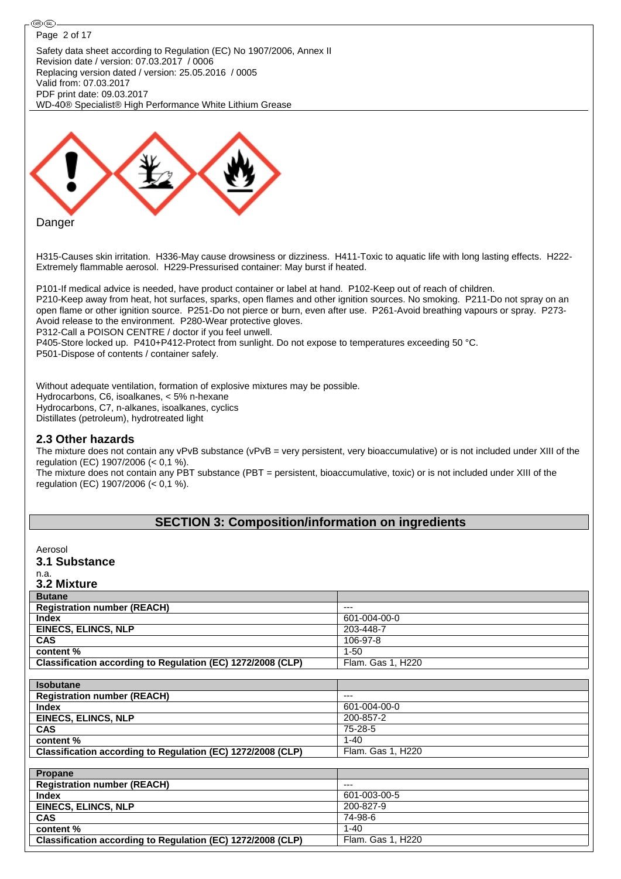Safety data sheet according to Regulation (EC) No 1907/2006, Annex II
Revision date / version: 07.03.2017 / 0006
Replacing version dated / version: 25.05.2016 / 0005
Valid from: 07.03.2017
PDF print date: 09.03.2017
WD-40® Specialist® High Performance White Lithium Grease

Danger

H315-Causes skin irritation. H336-May cause drowsiness or dizziness. H411-Toxic to aquatic life with long lasting effects. H222-Extremely flammable aerosol. H229-Pressurised container: May burst if heated.

P101-If medical advice is needed, have product container or label at hand. P102-Keep out of reach of children.
P210-Keep away from heat, hot surfaces, sparks, open flames and other ignition sources. No smoking. P211-Do not spray on an open flame or other ignition source. P251-Do not pierce or burn, even after use. P261-Avoid breathing vapours or spray. P273-Avoid release to the environment. P280-Wear protective gloves.
P312-Call a POISON CENTRE / doctor if you feel unwell.
P405-Store locked up. P410+P412-Protect from sunlight. Do not expose to temperatures exceeding 50 °C.
P501-Dispose of contents / container safely.

Without adequate ventilation, formation of explosive mixtures may be possible.
Hydrocarbons, C6, isoalkanes, < 5% n-hexane
Hydrocarbons, C7, n-alkanes, isoalkanes, cyclics
Distillates (petroleum), hydrotreated light

## 2.3 Other hazards

The mixture does not contain any vPvB substance (vPvB = very persistent, very bioaccumulative) or is not included under XIII of the regulation (EC) 1907/2006 (< 0,1 %).
The mixture does not contain any PBT substance (PBT = persistent, bioaccumulative, toxic) or is not included under XIII of the regulation (EC) 1907/2006 (< 0,1 %).

# SECTION 3: Composition/information on ingredients

Aerosol

### 3.1 Substance

n.a.

### 3.2 Mixture

| **Butane** | |
|---|---|
| **Registration number (REACH)** | --- |
| **Index** | 601-004-00-0 |
| **EINECS, ELINCS, NLP** | 203-448-7 |
| **CAS** | 106-97-8 |
| **content %** | 1-50 |
| **Classification according to Regulation (EC) 1272/2008 (CLP)** | Flam. Gas 1, H220 |

| **Isobutane** | |
|---|---|
| **Registration number (REACH)** | --- |
| **Index** | 601-004-00-0 |
| **EINECS, ELINCS, NLP** | 200-857-2 |
| **CAS** | 75-28-5 |
| **content %** | 1-40 |
| **Classification according to Regulation (EC) 1272/2008 (CLP)** | Flam. Gas 1, H220 |

| **Propane** | |
|---|---|
| **Registration number (REACH)** | --- |
| **Index** | 601-003-00-5 |
| **EINECS, ELINCS, NLP** | 200-827-9 |
| **CAS** | 74-98-6 |
| **content %** | 1-40 |
| **Classification according to Regulation (EC) 1272/2008 (CLP)** | Flam. Gas 1, H220 |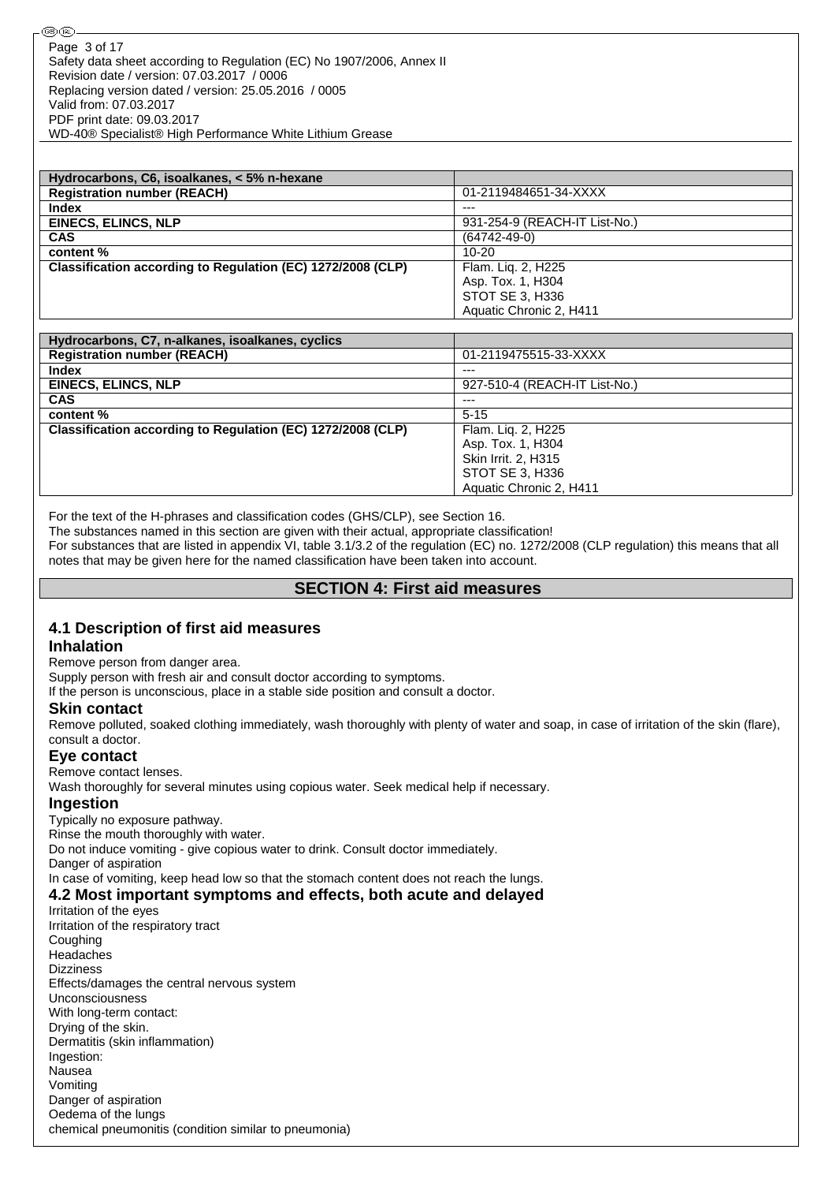| Hydrocarbons, C6, isoalkanes, < 5% n-hexane | |
|---|---|
| **Registration number (REACH)** | 01-2119484651-34-XXXX |
| **Index** | --- |
| **EINECS, ELINCS, NLP** | 931-254-9 (REACH-IT List-No.) |
| **CAS** | (64742-49-0) |
| **content %** | 10-20 |
| **Classification according to Regulation (EC) 1272/2008 (CLP)** | Flam. Liq. 2, H225<br>Asp. Tox. 1, H304<br>STOT SE 3, H336<br>Aquatic Chronic 2, H411 |

| Hydrocarbons, C7, n-alkanes, isoalkanes, cyclics | |
|---|---|
| **Registration number (REACH)** | 01-2119475515-33-XXXX |
| **Index** | --- |
| **EINECS, ELINCS, NLP** | 927-510-4 (REACH-IT List-No.) |
| **CAS** | --- |
| **content %** | 5-15 |
| **Classification according to Regulation (EC) 1272/2008 (CLP)** | Flam. Liq. 2, H225<br>Asp. Tox. 1, H304<br>Skin Irrit. 2, H315<br>STOT SE 3, H336<br>Aquatic Chronic 2, H411 |

For the text of the H-phrases and classification codes (GHS/CLP), see Section 16.
The substances named in this section are given with their actual, appropriate classification!
For substances that are listed in appendix VI, table 3.1/3.2 of the regulation (EC) no. 1272/2008 (CLP regulation) this means that all notes that may be given here for the named classification have been taken into account.

## SECTION 4: First aid measures

### 4.1 Description of first aid measures

#### Inhalation

Remove person from danger area.
Supply person with fresh air and consult doctor according to symptoms.
If the person is unconscious, place in a stable side position and consult a doctor.

#### Skin contact

Remove polluted, soaked clothing immediately, wash thoroughly with plenty of water and soap, in case of irritation of the skin (flare), consult a doctor.

#### Eye contact

Remove contact lenses.
Wash thoroughly for several minutes using copious water. Seek medical help if necessary.

#### Ingestion

Typically no exposure pathway.
Rinse the mouth thoroughly with water.
Do not induce vomiting - give copious water to drink. Consult doctor immediately.
Danger of aspiration
In case of vomiting, keep head low so that the stomach content does not reach the lungs.

### 4.2 Most important symptoms and effects, both acute and delayed

Irritation of the eyes
Irritation of the respiratory tract
Coughing
Headaches
Dizziness
Effects/damages the central nervous system
Unconsciousness
With long-term contact:
Drying of the skin.
Dermatitis (skin inflammation)
Ingestion:
Nausea
Vomiting
Danger of aspiration
Oedema of the lungs
chemical pneumonitis (condition similar to pneumonia)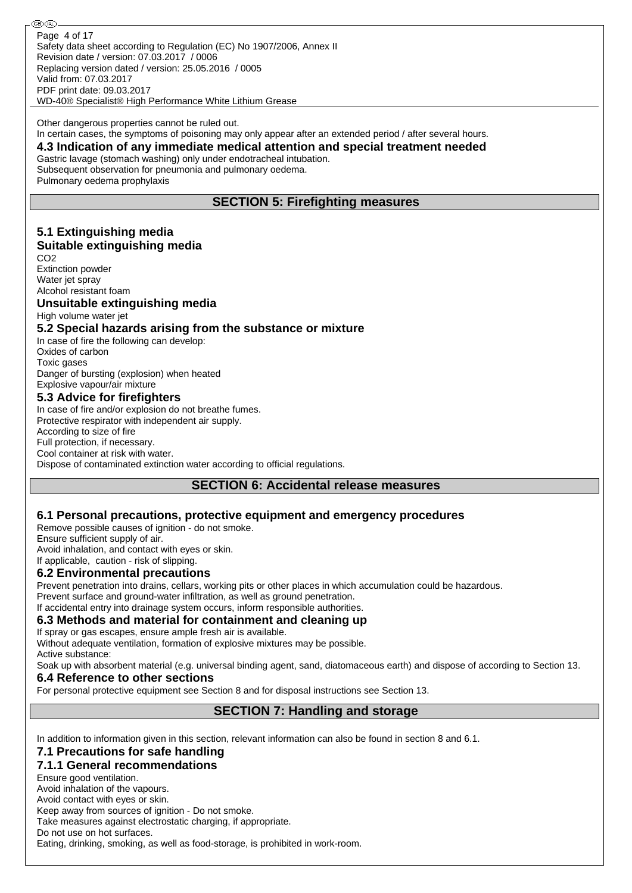Other dangerous properties cannot be ruled out.
In certain cases, the symptoms of poisoning may only appear after an extended period / after several hours.

### 4.3 Indication of any immediate medical attention and special treatment needed

Gastric lavage (stomach washing) only under endotracheal intubation.
Subsequent observation for pneumonia and pulmonary oedema.
Pulmonary oedema prophylaxis

## SECTION 5: Firefighting measures

### 5.1 Extinguishing media

#### Suitable extinguishing media

$CO_2$
Extinction powder
Water jet spray
Alcohol resistant foam

#### Unsuitable extinguishing media

High volume water jet

### 5.2 Special hazards arising from the substance or mixture

In case of fire the following can develop:
Oxides of carbon
Toxic gases
Danger of bursting (explosion) when heated
Explosive vapour/air mixture

### 5.3 Advice for firefighters

In case of fire and/or explosion do not breathe fumes.
Protective respirator with independent air supply.
According to size of fire
Full protection, if necessary.
Cool container at risk with water.
Dispose of contaminated extinction water according to official regulations.

## SECTION 6: Accidental release measures

### 6.1 Personal precautions, protective equipment and emergency procedures

Remove possible causes of ignition - do not smoke.
Ensure sufficient supply of air.
Avoid inhalation, and contact with eyes or skin.
If applicable, caution - risk of slipping.

### 6.2 Environmental precautions

Prevent penetration into drains, cellars, working pits or other places in which accumulation could be hazardous.
Prevent surface and ground-water infiltration, as well as ground penetration.
If accidental entry into drainage system occurs, inform responsible authorities.

### 6.3 Methods and material for containment and cleaning up

If spray or gas escapes, ensure ample fresh air is available.
Without adequate ventilation, formation of explosive mixtures may be possible.
Active substance:
Soak up with absorbent material (e.g. universal binding agent, sand, diatomaceous earth) and dispose of according to Section 13.

### 6.4 Reference to other sections

For personal protective equipment see Section 8 and for disposal instructions see Section 13.

## SECTION 7: Handling and storage

In addition to information given in this section, relevant information can also be found in section 8 and 6.1.

### 7.1 Precautions for safe handling

#### 7.1.1 General recommendations

Ensure good ventilation.
Avoid inhalation of the vapours.
Avoid contact with eyes or skin.
Keep away from sources of ignition - Do not smoke.
Take measures against electrostatic charging, if appropriate.
Do not use on hot surfaces.
Eating, drinking, smoking, as well as food-storage, is prohibited in work-room.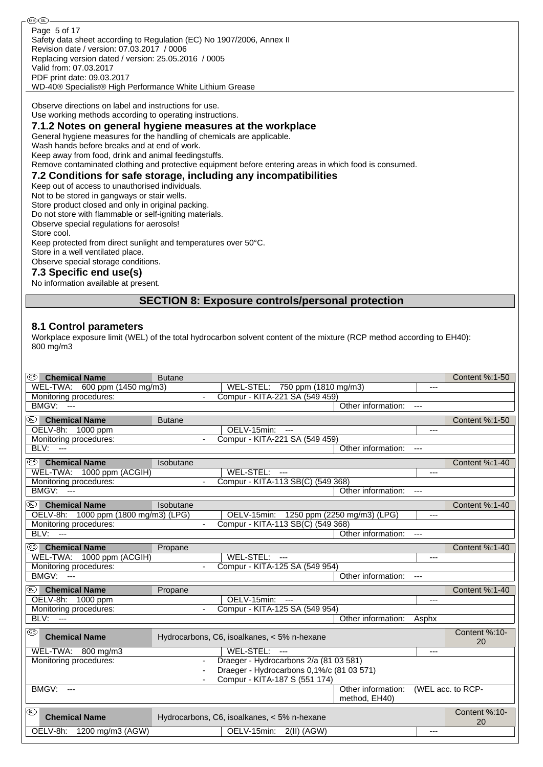Observe directions on label and instructions for use.
Use working methods according to operating instructions.

### 7.1.2 Notes on general hygiene measures at the workplace

General hygiene measures for the handling of chemicals are applicable.
Wash hands before breaks and at end of work.
Keep away from food, drink and animal feedingstuffs.
Remove contaminated clothing and protective equipment before entering areas in which food is consumed.

### 7.2 Conditions for safe storage, including any incompatibilities

Keep out of access to unauthorised individuals.
Not to be stored in gangways or stair wells.
Store product closed and only in original packing.
Do not store with flammable or self-igniting materials.
Observe special regulations for aerosols!
Store cool.
Keep protected from direct sunlight and temperatures over 50°C.
Store in a well ventilated place.
Observe special storage conditions.

### 7.3 Specific end use(s)

No information available at present.

## SECTION 8: Exposure controls/personal protection

### 8.1 Control parameters

Workplace exposure limit (WEL) of the total hydrocarbon solvent content of the mixture (RCP method according to EH40): 800 mg/m3

| (GB) Chemical Name | Butane | | Content %:1-50 |
|---|---|---|---|
| WEL-TWA: 600 ppm (1450 mg/m3) | WEL-STEL: 750 ppm (1810 mg/m3) | --- | |
| Monitoring procedures: | - Compur - KITA-221 SA (549 459) | | |
| BMGV: --- | | Other information: --- | |

| (IRL) Chemical Name | Butane | | Content %:1-50 |
|---|---|---|---|
| OELV-8h: 1000 ppm | OELV-15min: --- | --- | |
| Monitoring procedures: | - Compur - KITA-221 SA (549 459) | | |
| BLV: --- | | Other information: --- | |

| (GB) Chemical Name | Isobutane | | Content %:1-40 |
|---|---|---|---|
| WEL-TWA: 1000 ppm (ACGIH) | WEL-STEL: --- | --- | |
| Monitoring procedures: | - Compur - KITA-113 SB(C) (549 368) | | |
| BMGV: --- | | Other information: --- | |

| (IRL) Chemical Name | Isobutane | | Content %:1-40 |
|---|---|---|---|
| OELV-8h: 1000 ppm (1800 mg/m3) (LPG) | OELV-15min: 1250 ppm (2250 mg/m3) (LPG) | --- | |
| Monitoring procedures: | - Compur - KITA-113 SB(C) (549 368) | | |
| BLV: --- | | Other information: --- | |

| (GB) Chemical Name | Propane | | Content %:1-40 |
|---|---|---|---|
| WEL-TWA: 1000 ppm (ACGIH) | WEL-STEL: --- | --- | |
| Monitoring procedures: | - Compur - KITA-125 SA (549 954) | | |
| BMGV: --- | | Other information: --- | |

| (IRL) Chemical Name | Propane | | Content %:1-40 |
|---|---|---|---|
| OELV-8h: 1000 ppm | OELV-15min: --- | --- | |
| Monitoring procedures: | - Compur - KITA-125 SA (549 954) | | |
| BLV: --- | | Other information: Asphx | |

| (GB) Chemical Name | Hydrocarbons, C6, isoalkanes, < 5% n-hexane | | Content %:10-20 |
|---|---|---|---|
| WEL-TWA: 800 mg/m3 | WEL-STEL: --- | --- | |
| Monitoring procedures: | - Draeger - Hydrocarbons 2/a (81 03 581)<br>- Draeger - Hydrocarbons 0,1%/c (81 03 571)<br>- Compur - KITA-187 S (551 174) | | |
| BMGV: --- | | Other information: (WEL acc. to RCP-method, EH40) | |

| (IRL) Chemical Name | Hydrocarbons, C6, isoalkanes, < 5% n-hexane | | Content %:10-20 |
|---|---|---|---|
| OELV-8h: 1200 mg/m3 (AGW) | OELV-15min: 2(II) (AGW) | --- | |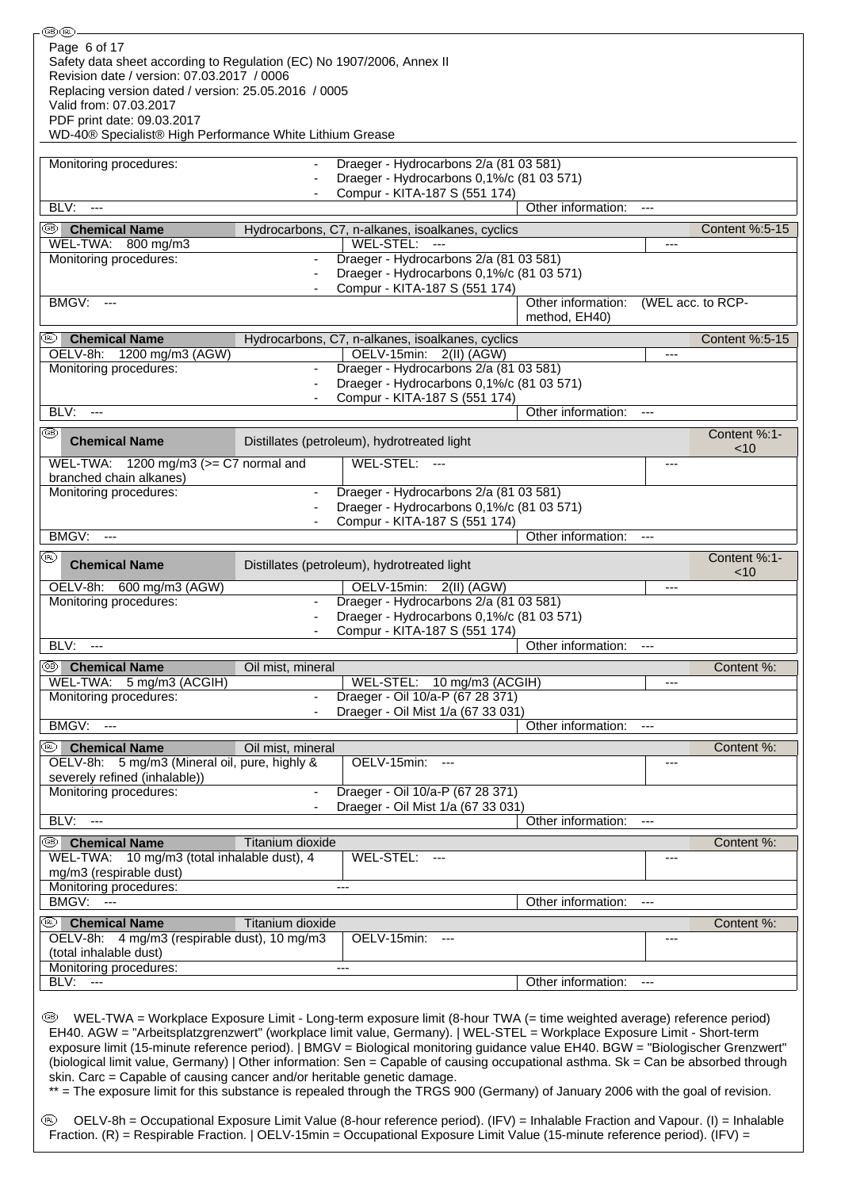| Monitoring procedures: | - Draeger - Hydrocarbons 2/a (81 03 581)<br>- Draeger - Hydrocarbons 0,1%/c (81 03 571)<br>- Compur - KITA-187 S (551 174) | | |
|---|---|---|---|
| BLV: --- | | Other information: --- | |

| GB Chemical Name | Hydrocarbons, C7, n-alkanes, isoalkanes, cyclics | | Content %:5-15 |
|---|---|---|---|
| WEL-TWA: 800 mg/m3 | WEL-STEL: --- | --- | |
| Monitoring procedures: | - Draeger - Hydrocarbons 2/a (81 03 581)<br>- Draeger - Hydrocarbons 0,1%/c (81 03 571)<br>- Compur - KITA-187 S (551 174) | | |
| BMGV: --- | | Other information: (WEL acc. to RCP-method, EH40) | |

| IRL Chemical Name | Hydrocarbons, C7, n-alkanes, isoalkanes, cyclics | | Content %:5-15 |
|---|---|---|---|
| OELV-8h: 1200 mg/m3 (AGW) | OELV-15min: 2(II) (AGW) | --- | |
| Monitoring procedures: | - Draeger - Hydrocarbons 2/a (81 03 581)<br>- Draeger - Hydrocarbons 0,1%/c (81 03 571)<br>- Compur - KITA-187 S (551 174) | | |
| BLV: --- | | Other information: --- | |

| GB Chemical Name | Distillates (petroleum), hydrotreated light | | Content %:1-<10 |
|---|---|---|---|
| WEL-TWA: 1200 mg/m3 (>= C7 normal and branched chain alkanes) | WEL-STEL: --- | --- | |
| Monitoring procedures: | - Draeger - Hydrocarbons 2/a (81 03 581)<br>- Draeger - Hydrocarbons 0,1%/c (81 03 571)<br>- Compur - KITA-187 S (551 174) | | |
| BMGV: --- | | Other information: --- | |

| IRL Chemical Name | Distillates (petroleum), hydrotreated light | | Content %:1-<10 |
|---|---|---|---|
| OELV-8h: 600 mg/m3 (AGW) | OELV-15min: 2(II) (AGW) | --- | |
| Monitoring procedures: | - Draeger - Hydrocarbons 2/a (81 03 581)<br>- Draeger - Hydrocarbons 0,1%/c (81 03 571)<br>- Compur - KITA-187 S (551 174) | | |
| BLV: --- | | Other information: --- | |

| GB Chemical Name | Oil mist, mineral | | Content %: |
|---|---|---|---|
| WEL-TWA: 5 mg/m3 (ACGIH) | WEL-STEL: 10 mg/m3 (ACGIH) | --- | |
| Monitoring procedures: | - Draeger - Oil 10/a-P (67 28 371)<br>- Draeger - Oil Mist 1/a (67 33 031) | | |
| BMGV: --- | | Other information: --- | |

| IRL Chemical Name | Oil mist, mineral | | Content %: |
|---|---|---|---|
| OELV-8h: 5 mg/m3 (Mineral oil, pure, highly & severely refined (inhalable)) | OELV-15min: --- | --- | |
| Monitoring procedures: | - Draeger - Oil 10/a-P (67 28 371)<br>- Draeger - Oil Mist 1/a (67 33 031) | | |
| BLV: --- | | Other information: --- | |

| GB Chemical Name | Titanium dioxide | | Content %: |
|---|---|---|---|
| WEL-TWA: 10 mg/m3 (total inhalable dust), 4 mg/m3 (respirable dust) | WEL-STEL: --- | --- | |
| Monitoring procedures: | --- | | |
| BMGV: --- | | Other information: --- | |

| IRL Chemical Name | Titanium dioxide | | Content %: |
|---|---|---|---|
| OELV-8h: 4 mg/m3 (respirable dust), 10 mg/m3 (total inhalable dust) | OELV-15min: --- | --- | |
| Monitoring procedures: | --- | | |
| BLV: --- | | Other information: --- | |

GB WEL-TWA = Workplace Exposure Limit - Long-term exposure limit (8-hour TWA (= time weighted average) reference period) EH40. AGW = "Arbeitsplatzgrenzwert" (workplace limit value, Germany). | WEL-STEL = Workplace Exposure Limit - Short-term exposure limit (15-minute reference period). | BMGV = Biological monitoring guidance value EH40. BGW = "Biologischer Grenzwert" (biological limit value, Germany) | Other information: Sen = Capable of causing occupational asthma. Sk = Can be absorbed through skin. Carc = Capable of causing cancer and/or heritable genetic damage.
** = The exposure limit for this substance is repealed through the TRGS 900 (Germany) of January 2006 with the goal of revision.

IRL OELV-8h = Occupational Exposure Limit Value (8-hour reference period). (IFV) = Inhalable Fraction and Vapour. (I) = Inhalable Fraction. (R) = Respirable Fraction. | OELV-15min = Occupational Exposure Limit Value (15-minute reference period). (IFV) =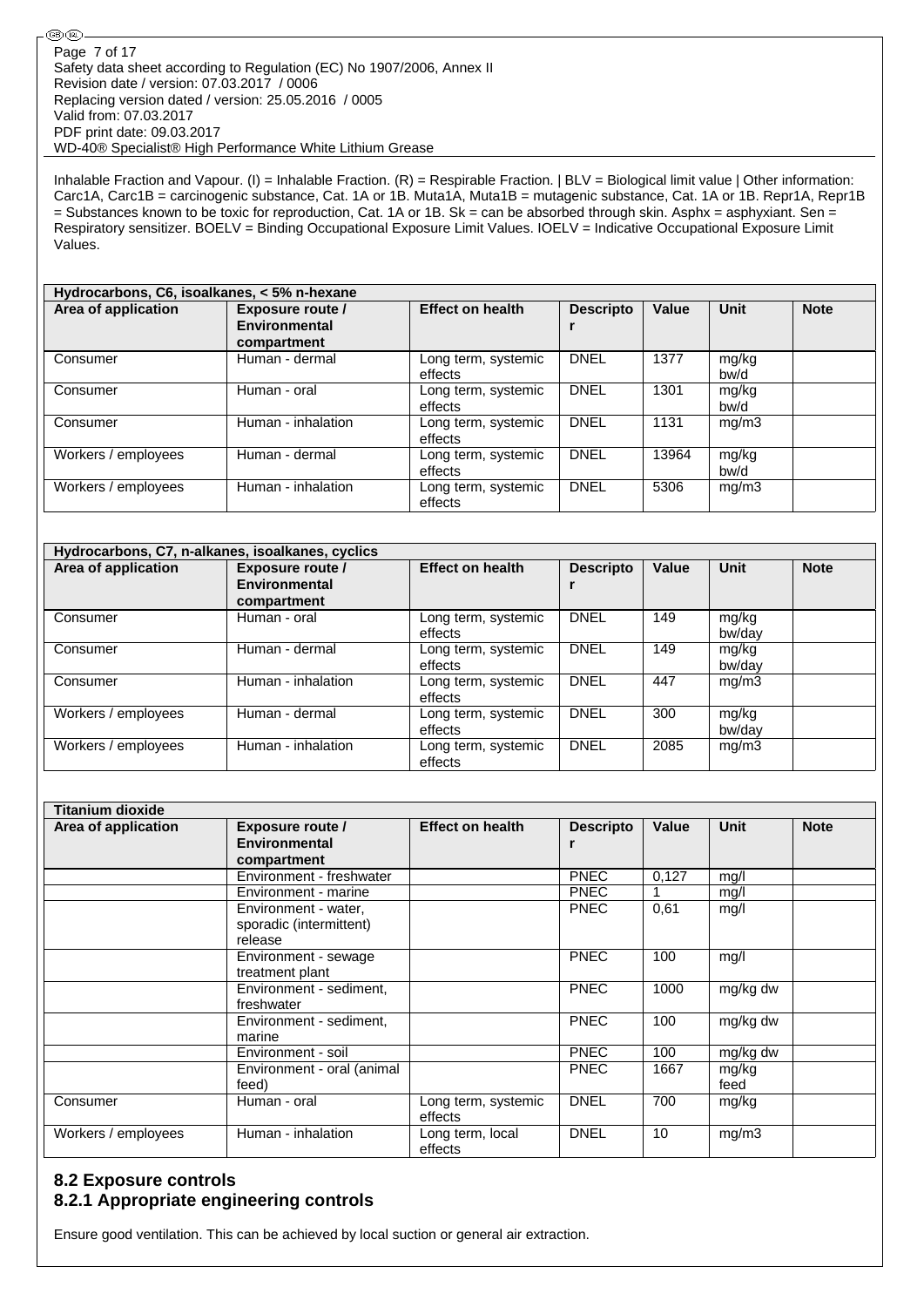Inhalable Fraction and Vapour. (I) = Inhalable Fraction. (R) = Respirable Fraction. | BLV = Biological limit value | Other information: Carc1A, Carc1B = carcinogenic substance, Cat. 1A or 1B. Muta1A, Muta1B = mutagenic substance, Cat. 1A or 1B. Repr1A, Repr1B = Substances known to be toxic for reproduction, Cat. 1A or 1B. Sk = can be absorbed through skin. Asphx = asphyxiant. Sen = Respiratory sensitizer. BOELV = Binding Occupational Exposure Limit Values. IOELV = Indicative Occupational Exposure Limit Values.

| Hydrocarbons, C6, isoalkanes, < 5% n-hexane | | | | | | |
|---|---|---|---|---|---|---|
| **Area of application** | **Exposure route / Environmental compartment** | **Effect on health** | **Descriptor** | **Value** | **Unit** | **Note** |
| Consumer | Human - dermal | Long term, systemic effects | DNEL | 1377 | mg/kg bw/d | |
| Consumer | Human - oral | Long term, systemic effects | DNEL | 1301 | mg/kg bw/d | |
| Consumer | Human - inhalation | Long term, systemic effects | DNEL | 1131 | mg/m3 | |
| Workers / employees | Human - dermal | Long term, systemic effects | DNEL | 13964 | mg/kg bw/d | |
| Workers / employees | Human - inhalation | Long term, systemic effects | DNEL | 5306 | mg/m3 | |

| Hydrocarbons, C7, n-alkanes, isoalkanes, cyclics | | | | | | |
|---|---|---|---|---|---|---|
| **Area of application** | **Exposure route / Environmental compartment** | **Effect on health** | **Descriptor** | **Value** | **Unit** | **Note** |
| Consumer | Human - oral | Long term, systemic effects | DNEL | 149 | mg/kg bw/day | |
| Consumer | Human - dermal | Long term, systemic effects | DNEL | 149 | mg/kg bw/day | |
| Consumer | Human - inhalation | Long term, systemic effects | DNEL | 447 | mg/m3 | |
| Workers / employees | Human - dermal | Long term, systemic effects | DNEL | 300 | mg/kg bw/day | |
| Workers / employees | Human - inhalation | Long term, systemic effects | DNEL | 2085 | mg/m3 | |

| Titanium dioxide | | | | | | |
|---|---|---|---|---|---|---|
| **Area of application** | **Exposure route / Environmental compartment** | **Effect on health** | **Descriptor** | **Value** | **Unit** | **Note** |
| | Environment - freshwater | | PNEC | 0,127 | mg/l | |
| | Environment - marine | | PNEC | 1 | mg/l | |
| | Environment - water, sporadic (intermittent) release | | PNEC | 0,61 | mg/l | |
| | Environment - sewage treatment plant | | PNEC | 100 | mg/l | |
| | Environment - sediment, freshwater | | PNEC | 1000 | mg/kg dw | |
| | Environment - sediment, marine | | PNEC | 100 | mg/kg dw | |
| | Environment - soil | | PNEC | 100 | mg/kg dw | |
| | Environment - oral (animal feed) | | PNEC | 1667 | mg/kg feed | |
| Consumer | Human - oral | Long term, systemic effects | DNEL | 700 | mg/kg | |
| Workers / employees | Human - inhalation | Long term, local effects | DNEL | 10 | mg/m3 | |

## 8.2 Exposure controls

### 8.2.1 Appropriate engineering controls

Ensure good ventilation. This can be achieved by local suction or general air extraction.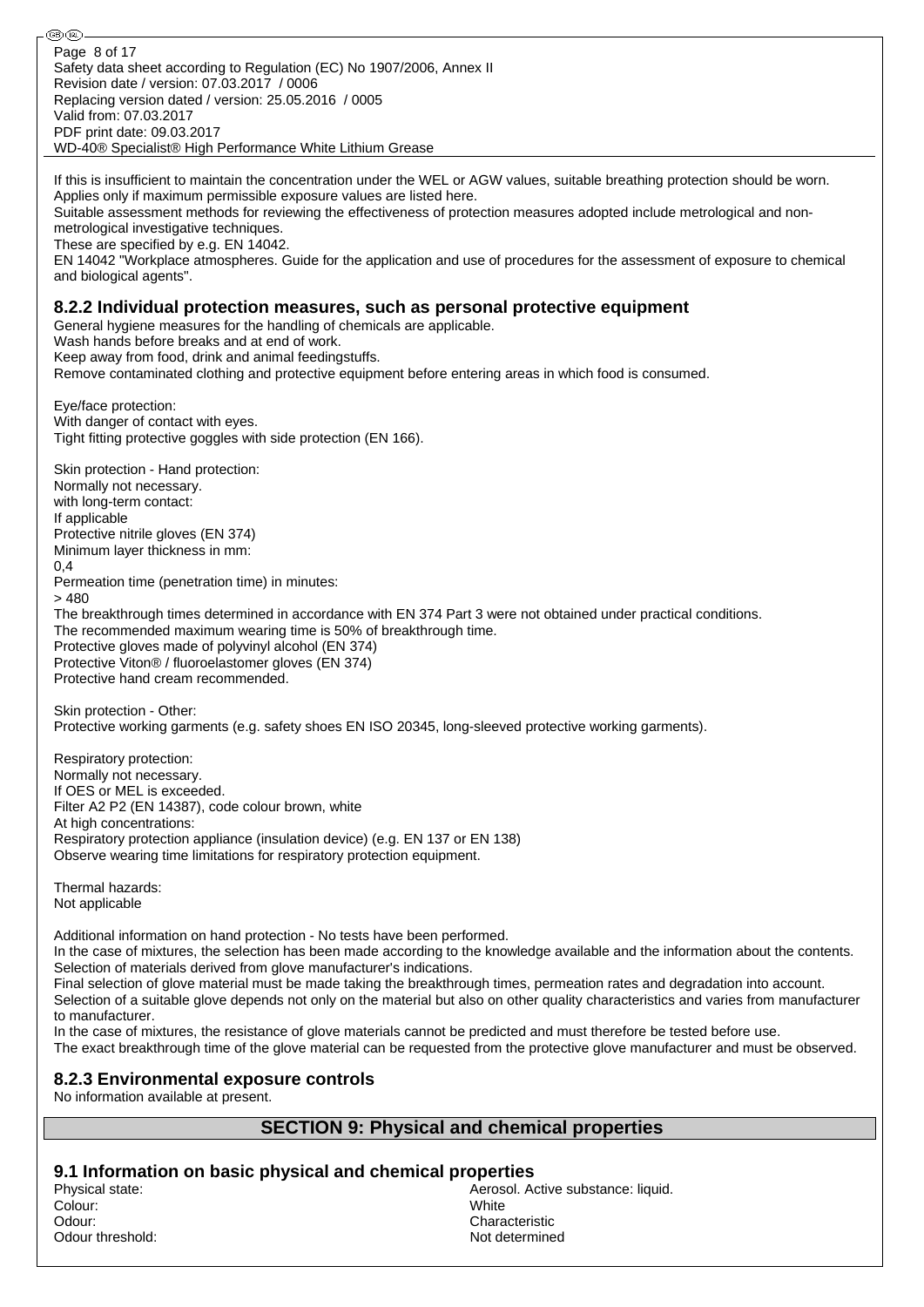If this is insufficient to maintain the concentration under the WEL or AGW values, suitable breathing protection should be worn. Applies only if maximum permissible exposure values are listed here.
Suitable assessment methods for reviewing the effectiveness of protection measures adopted include metrological and non-metrological investigative techniques.
These are specified by e.g. EN 14042.
EN 14042 "Workplace atmospheres. Guide for the application and use of procedures for the assessment of exposure to chemical and biological agents".

### 8.2.2 Individual protection measures, such as personal protective equipment

General hygiene measures for the handling of chemicals are applicable.
Wash hands before breaks and at end of work.
Keep away from food, drink and animal feedingstuffs.
Remove contaminated clothing and protective equipment before entering areas in which food is consumed.

Eye/face protection:
With danger of contact with eyes.
Tight fitting protective goggles with side protection (EN 166).

Skin protection - Hand protection:
Normally not necessary.
with long-term contact:
If applicable
Protective nitrile gloves (EN 374)
Minimum layer thickness in mm:
0,4
Permeation time (penetration time) in minutes:
> 480
The breakthrough times determined in accordance with EN 374 Part 3 were not obtained under practical conditions.
The recommended maximum wearing time is 50% of breakthrough time.
Protective gloves made of polyvinyl alcohol (EN 374)
Protective Viton® / fluoroelastomer gloves (EN 374)
Protective hand cream recommended.

Skin protection - Other:
Protective working garments (e.g. safety shoes EN ISO 20345, long-sleeved protective working garments).

Respiratory protection:
Normally not necessary.
If OES or MEL is exceeded.
Filter A2 P2 (EN 14387), code colour brown, white
At high concentrations:
Respiratory protection appliance (insulation device) (e.g. EN 137 or EN 138)
Observe wearing time limitations for respiratory protection equipment.

Thermal hazards:
Not applicable

Additional information on hand protection - No tests have been performed.
In the case of mixtures, the selection has been made according to the knowledge available and the information about the contents.
Selection of materials derived from glove manufacturer's indications.
Final selection of glove material must be made taking the breakthrough times, permeation rates and degradation into account.
Selection of a suitable glove depends not only on the material but also on other quality characteristics and varies from manufacturer to manufacturer.
In the case of mixtures, the resistance of glove materials cannot be predicted and must therefore be tested before use.
The exact breakthrough time of the glove material can be requested from the protective glove manufacturer and must be observed.

### 8.2.3 Environmental exposure controls

No information available at present.

## SECTION 9: Physical and chemical properties

### 9.1 Information on basic physical and chemical properties

| | |
|---|---|
| Physical state: | Aerosol. Active substance: liquid. |
| Colour: | White |
| Odour: | Characteristic |
| Odour threshold: | Not determined |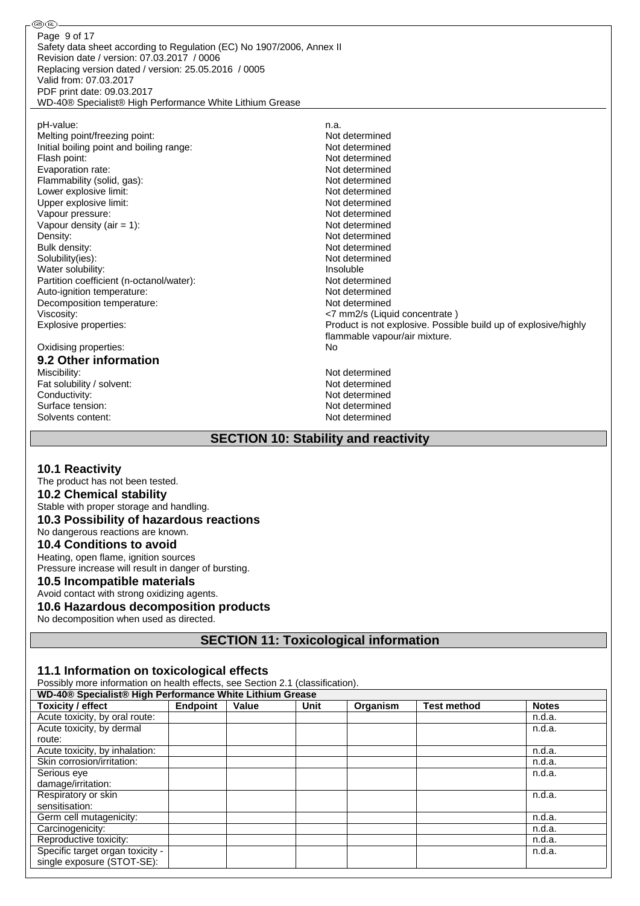| | |
|---|---|
| pH-value: | n.a. |
| Melting point/freezing point: | Not determined |
| Initial boiling point and boiling range: | Not determined |
| Flash point: | Not determined |
| Evaporation rate: | Not determined |
| Flammability (solid, gas): | Not determined |
| Lower explosive limit: | Not determined |
| Upper explosive limit: | Not determined |
| Vapour pressure: | Not determined |
| Vapour density (air = 1): | Not determined |
| Density: | Not determined |
| Bulk density: | Not determined |
| Solubility(ies): | Not determined |
| Water solubility: | Insoluble |
| Partition coefficient (n-octanol/water): | Not determined |
| Auto-ignition temperature: | Not determined |
| Decomposition temperature: | Not determined |
| Viscosity: | <7 mm2/s (Liquid concentrate ) |
| Explosive properties: | Product is not explosive. Possible build up of explosive/highly flammable vapour/air mixture. |
| Oxidising properties: | No |

### 9.2 Other information

| | |
|---|---|
| Miscibility: | Not determined |
| Fat solubility / solvent: | Not determined |
| Conductivity: | Not determined |
| Surface tension: | Not determined |
| Solvents content: | Not determined |

## SECTION 10: Stability and reactivity

### 10.1 Reactivity

The product has not been tested.

### 10.2 Chemical stability

Stable with proper storage and handling.

### 10.3 Possibility of hazardous reactions

No dangerous reactions are known.

### 10.4 Conditions to avoid

Heating, open flame, ignition sources

Pressure increase will result in danger of bursting.

### 10.5 Incompatible materials

Avoid contact with strong oxidizing agents.

### 10.6 Hazardous decomposition products

No decomposition when used as directed.

## SECTION 11: Toxicological information

### 11.1 Information on toxicological effects

Possibly more information on health effects, see Section 2.1 (classification).

| WD-40® Specialist® High Performance White Lithium Grease | | | | | | |
|---|---|---|---|---|---|---|
| **Toxicity / effect** | **Endpoint** | **Value** | **Unit** | **Organism** | **Test method** | **Notes** |
| Acute toxicity, by oral route: | | | | | | n.d.a. |
| Acute toxicity, by dermal route: | | | | | | n.d.a. |
| Acute toxicity, by inhalation: | | | | | | n.d.a. |
| Skin corrosion/irritation: | | | | | | n.d.a. |
| Serious eye damage/irritation: | | | | | | n.d.a. |
| Respiratory or skin sensitisation: | | | | | | n.d.a. |
| Germ cell mutagenicity: | | | | | | n.d.a. |
| Carcinogenicity: | | | | | | n.d.a. |
| Reproductive toxicity: | | | | | | n.d.a. |
| Specific target organ toxicity - single exposure (STOT-SE): | | | | | | n.d.a. |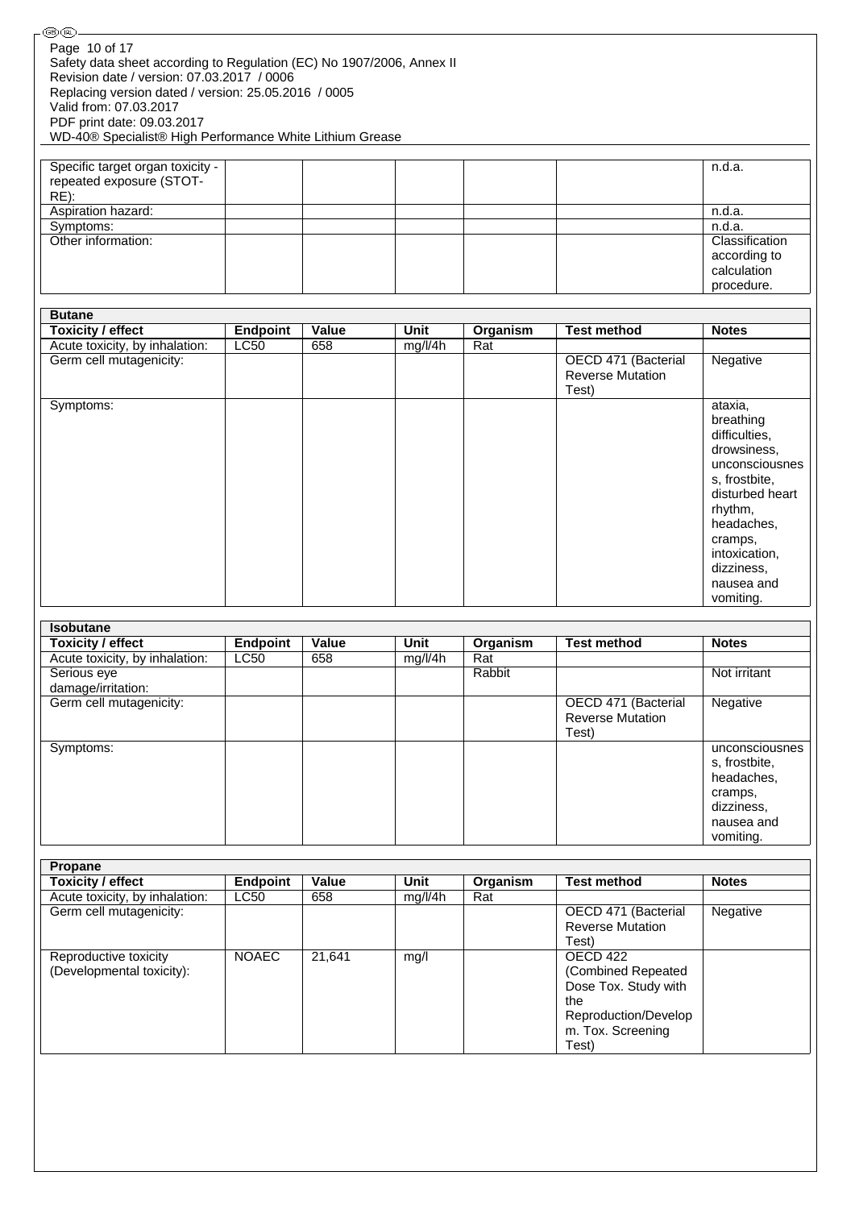| | | | | | | |
|---|---|---|---|---|---|---|
| Specific target organ toxicity - repeated exposure (STOT-RE): | | | | | | n.d.a. |
| Aspiration hazard: | | | | | | n.d.a. |
| Symptoms: | | | | | | n.d.a. |
| Other information: | | | | | | Classification according to calculation procedure. |

**Butane**

| Toxicity / effect | Endpoint | Value | Unit | Organism | Test method | Notes |
|---|---|---|---|---|---|---|
| Acute toxicity, by inhalation: | LC50 | 658 | mg/l/4h | Rat | | |
| Germ cell mutagenicity: | | | | | OECD 471 (Bacterial Reverse Mutation Test) | Negative |
| Symptoms: | | | | | | ataxia, breathing difficulties, drowsiness, unconsciousness, frostbite, disturbed heart rhythm, headaches, cramps, intoxication, dizziness, nausea and vomiting. |

**Isobutane**

| Toxicity / effect | Endpoint | Value | Unit | Organism | Test method | Notes |
|---|---|---|---|---|---|---|
| Acute toxicity, by inhalation: | LC50 | 658 | mg/l/4h | Rat | | |
| Serious eye damage/irritation: | | | | Rabbit | | Not irritant |
| Germ cell mutagenicity: | | | | | OECD 471 (Bacterial Reverse Mutation Test) | Negative |
| Symptoms: | | | | | | unconsciousness, frostbite, headaches, cramps, dizziness, nausea and vomiting. |

**Propane**

| Toxicity / effect | Endpoint | Value | Unit | Organism | Test method | Notes |
|---|---|---|---|---|---|---|
| Acute toxicity, by inhalation: | LC50 | 658 | mg/l/4h | Rat | | |
| Germ cell mutagenicity: | | | | | OECD 471 (Bacterial Reverse Mutation Test) | Negative |
| Reproductive toxicity (Developmental toxicity): | NOAEC | 21,641 | mg/l | | OECD 422 (Combined Repeated Dose Tox. Study with the Reproduction/Develop m. Tox. Screening Test) | |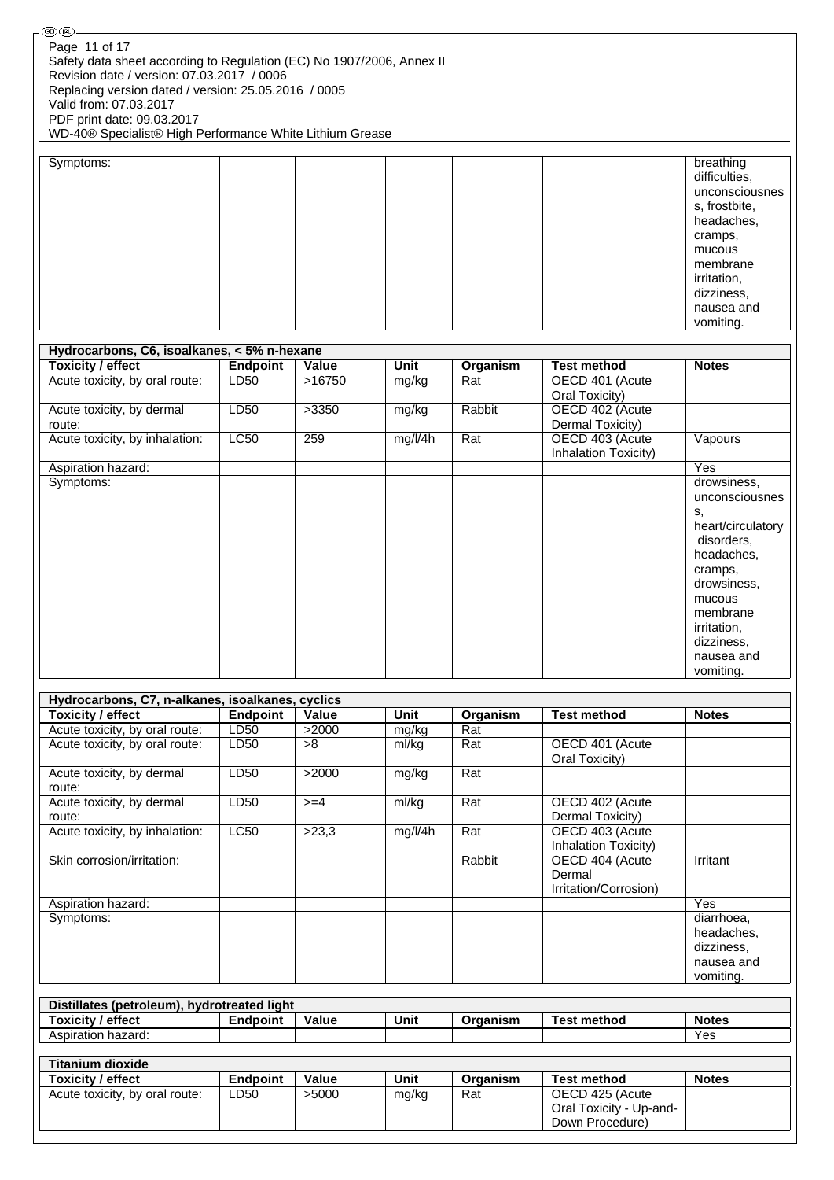| Symptoms: | | | | | | breathing difficulties, unconsciousness, frostbite, headaches, cramps, mucous membrane irritation, dizziness, nausea and vomiting. |
|---|---|---|---|---|---|---|

| Hydrocarbons, C6, isoalkanes, < 5% n-hexane | | | | | | |
|---|---|---|---|---|---|---|
| **Toxicity / effect** | **Endpoint** | **Value** | **Unit** | **Organism** | **Test method** | **Notes** |
| Acute toxicity, by oral route: | LD50 | >16750 | mg/kg | Rat | OECD 401 (Acute Oral Toxicity) | |
| Acute toxicity, by dermal route: | LD50 | >3350 | mg/kg | Rabbit | OECD 402 (Acute Dermal Toxicity) | |
| Acute toxicity, by inhalation: | LC50 | 259 | mg/l/4h | Rat | OECD 403 (Acute Inhalation Toxicity) | Vapours |
| Aspiration hazard: | | | | | | Yes |
| Symptoms: | | | | | | drowsiness, unconsciousness, heart/circulatory disorders, headaches, cramps, drowsiness, mucous membrane irritation, dizziness, nausea and vomiting. |

| Hydrocarbons, C7, n-alkanes, isoalkanes, cyclics | | | | | | |
|---|---|---|---|---|---|---|
| **Toxicity / effect** | **Endpoint** | **Value** | **Unit** | **Organism** | **Test method** | **Notes** |
| Acute toxicity, by oral route: | LD50 | >2000 | mg/kg | Rat | | |
| Acute toxicity, by oral route: | LD50 | >8 | ml/kg | Rat | OECD 401 (Acute Oral Toxicity) | |
| Acute toxicity, by dermal route: | LD50 | >2000 | mg/kg | Rat | | |
| Acute toxicity, by dermal route: | LD50 | >=4 | ml/kg | Rat | OECD 402 (Acute Dermal Toxicity) | |
| Acute toxicity, by inhalation: | LC50 | >23,3 | mg/l/4h | Rat | OECD 403 (Acute Inhalation Toxicity) | |
| Skin corrosion/irritation: | | | | Rabbit | OECD 404 (Acute Dermal Irritation/Corrosion) | Irritant |
| Aspiration hazard: | | | | | | Yes |
| Symptoms: | | | | | | diarrhoea, headaches, dizziness, nausea and vomiting. |

| Distillates (petroleum), hydrotreated light | | | | | | |
|---|---|---|---|---|---|---|
| **Toxicity / effect** | **Endpoint** | **Value** | **Unit** | **Organism** | **Test method** | **Notes** |
| Aspiration hazard: | | | | | | Yes |

| Titanium dioxide | | | | | | |
|---|---|---|---|---|---|---|
| **Toxicity / effect** | **Endpoint** | **Value** | **Unit** | **Organism** | **Test method** | **Notes** |
| Acute toxicity, by oral route: | LD50 | >5000 | mg/kg | Rat | OECD 425 (Acute Oral Toxicity - Up-and-Down Procedure) | |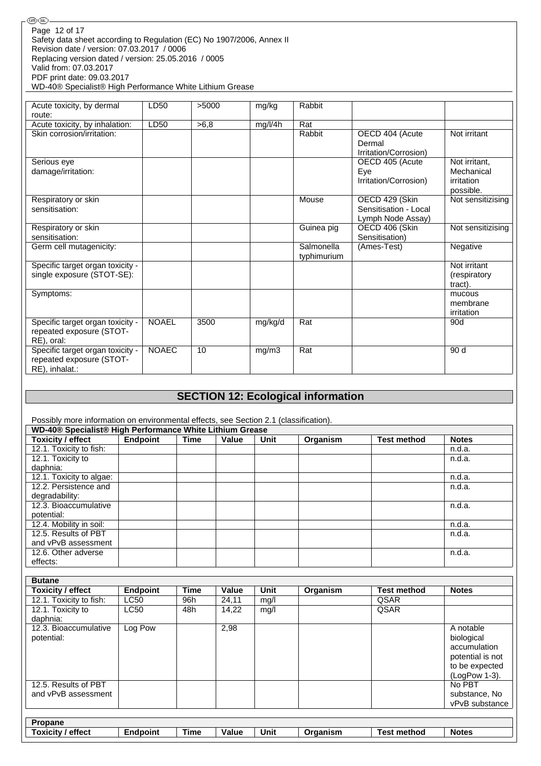| | | | | | | |
|---|---|---|---|---|---|---|
| Acute toxicity, by dermal route: | LD50 | >5000 | mg/kg | Rabbit | | |
| Acute toxicity, by inhalation: | LD50 | >6,8 | mg/l/4h | Rat | | |
| Skin corrosion/irritation: | | | | Rabbit | OECD 404 (Acute Dermal Irritation/Corrosion) | Not irritant |
| Serious eye damage/irritation: | | | | | OECD 405 (Acute Eye Irritation/Corrosion) | Not irritant, Mechanical irritation possible. |
| Respiratory or skin sensitisation: | | | | Mouse | OECD 429 (Skin Sensitisation - Local Lymph Node Assay) | Not sensitizising |
| Respiratory or skin sensitisation: | | | | Guinea pig | OECD 406 (Skin Sensitisation) | Not sensitizising |
| Germ cell mutagenicity: | | | | Salmonella typhimurium | (Ames-Test) | Negative |
| Specific target organ toxicity - single exposure (STOT-SE): | | | | | | Not irritant (respiratory tract). |
| Symptoms: | | | | | | mucous membrane irritation |
| Specific target organ toxicity - repeated exposure (STOT-RE), oral: | NOAEL | 3500 | mg/kg/d | Rat | | 90d |
| Specific target organ toxicity - repeated exposure (STOT-RE), inhalat.: | NOAEC | 10 | mg/m3 | Rat | | 90 d |

## SECTION 12: Ecological information

Possibly more information on environmental effects, see Section 2.1 (classification).

**WD-40® Specialist® High Performance White Lithium Grease**

| Toxicity / effect | Endpoint | Time | Value | Unit | Organism | Test method | Notes |
|---|---|---|---|---|---|---|---|
| 12.1. Toxicity to fish: | | | | | | | n.d.a. |
| 12.1. Toxicity to daphnia: | | | | | | | n.d.a. |
| 12.1. Toxicity to algae: | | | | | | | n.d.a. |
| 12.2. Persistence and degradability: | | | | | | | n.d.a. |
| 12.3. Bioaccumulative potential: | | | | | | | n.d.a. |
| 12.4. Mobility in soil: | | | | | | | n.d.a. |
| 12.5. Results of PBT and vPvB assessment | | | | | | | n.d.a. |
| 12.6. Other adverse effects: | | | | | | | n.d.a. |

**Butane**

| Toxicity / effect | Endpoint | Time | Value | Unit | Organism | Test method | Notes |
|---|---|---|---|---|---|---|---|
| 12.1. Toxicity to fish: | LC50 | 96h | 24,11 | mg/l | | QSAR | |
| 12.1. Toxicity to daphnia: | LC50 | 48h | 14,22 | mg/l | | QSAR | |
| 12.3. Bioaccumulative potential: | Log Pow | | 2,98 | | | | A notable biological accumulation potential is not to be expected (LogPow 1-3). |
| 12.5. Results of PBT and vPvB assessment | | | | | | | No PBT substance, No vPvB substance |

**Propane**

| Toxicity / effect | Endpoint | Time | Value | Unit | Organism | Test method | Notes |
|---|---|---|---|---|---|---|---|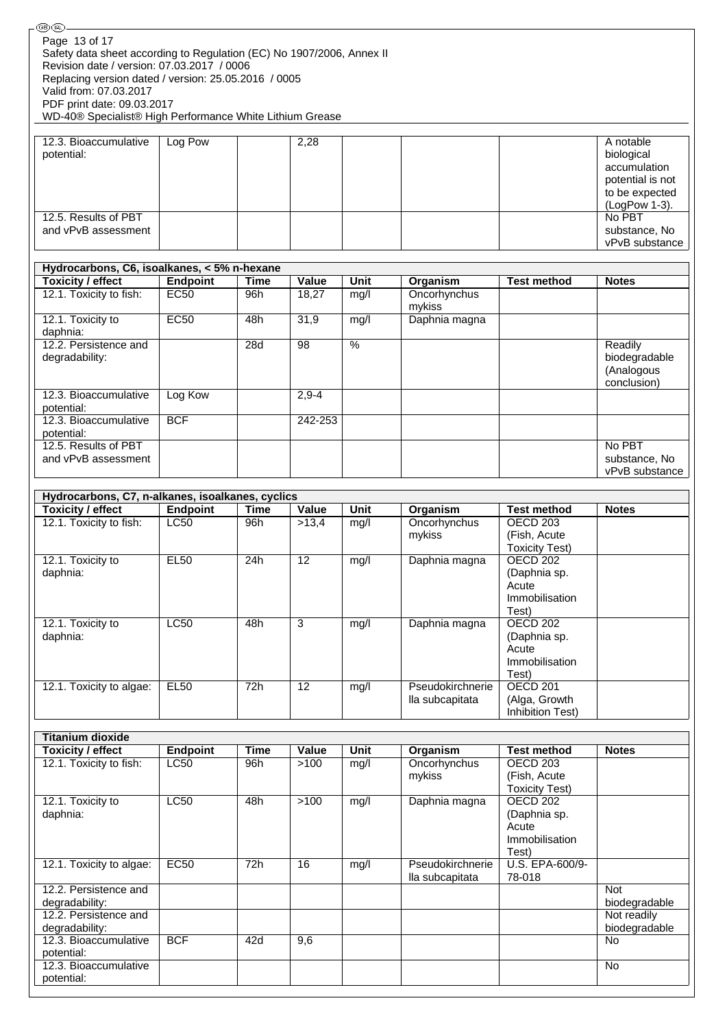| | | | | | | | |
|---|---|---|---|---|---|---|---|
| 12.3. Bioaccumulative potential: | Log Pow | | 2,28 | | | | A notable biological accumulation potential is not to be expected (LogPow 1-3). |
| 12.5. Results of PBT and vPvB assessment | | | | | | | No PBT substance, No vPvB substance |

| Hydrocarbons, C6, isoalkanes, < 5% n-hexane | | | | | | | |
|---|---|---|---|---|---|---|---|
| **Toxicity / effect** | **Endpoint** | **Time** | **Value** | **Unit** | **Organism** | **Test method** | **Notes** |
| 12.1. Toxicity to fish: | EC50 | 96h | 18,27 | mg/l | Oncorhynchus mykiss | | |
| 12.1. Toxicity to daphnia: | EC50 | 48h | 31,9 | mg/l | Daphnia magna | | |
| 12.2. Persistence and degradability: | | 28d | 98 | % | | | Readily biodegradable (Analogous conclusion) |
| 12.3. Bioaccumulative potential: | Log Kow | | 2,9-4 | | | | |
| 12.3. Bioaccumulative potential: | BCF | | 242-253 | | | | |
| 12.5. Results of PBT and vPvB assessment | | | | | | | No PBT substance, No vPvB substance |

| Hydrocarbons, C7, n-alkanes, isoalkanes, cyclics | | | | | | | |
|---|---|---|---|---|---|---|---|
| **Toxicity / effect** | **Endpoint** | **Time** | **Value** | **Unit** | **Organism** | **Test method** | **Notes** |
| 12.1. Toxicity to fish: | LC50 | 96h | >13,4 | mg/l | Oncorhynchus mykiss | OECD 203 (Fish, Acute Toxicity Test) | |
| 12.1. Toxicity to daphnia: | EL50 | 24h | 12 | mg/l | Daphnia magna | OECD 202 (Daphnia sp. Acute Immobilisation Test) | |
| 12.1. Toxicity to daphnia: | LC50 | 48h | 3 | mg/l | Daphnia magna | OECD 202 (Daphnia sp. Acute Immobilisation Test) | |
| 12.1. Toxicity to algae: | EL50 | 72h | 12 | mg/l | Pseudokirchnerie lla subcapitata | OECD 201 (Alga, Growth Inhibition Test) | |

| Titanium dioxide | | | | | | | |
|---|---|---|---|---|---|---|---|
| **Toxicity / effect** | **Endpoint** | **Time** | **Value** | **Unit** | **Organism** | **Test method** | **Notes** |
| 12.1. Toxicity to fish: | LC50 | 96h | >100 | mg/l | Oncorhynchus mykiss | OECD 203 (Fish, Acute Toxicity Test) | |
| 12.1. Toxicity to daphnia: | LC50 | 48h | >100 | mg/l | Daphnia magna | OECD 202 (Daphnia sp. Acute Immobilisation Test) | |
| 12.1. Toxicity to algae: | EC50 | 72h | 16 | mg/l | Pseudokirchnerie lla subcapitata | U.S. EPA-600/9-78-018 | |
| 12.2. Persistence and degradability: | | | | | | | Not biodegradable |
| 12.2. Persistence and degradability: | | | | | | | Not readily biodegradable |
| 12.3. Bioaccumulative potential: | BCF | 42d | 9,6 | | | | No |
| 12.3. Bioaccumulative potential: | | | | | | | No |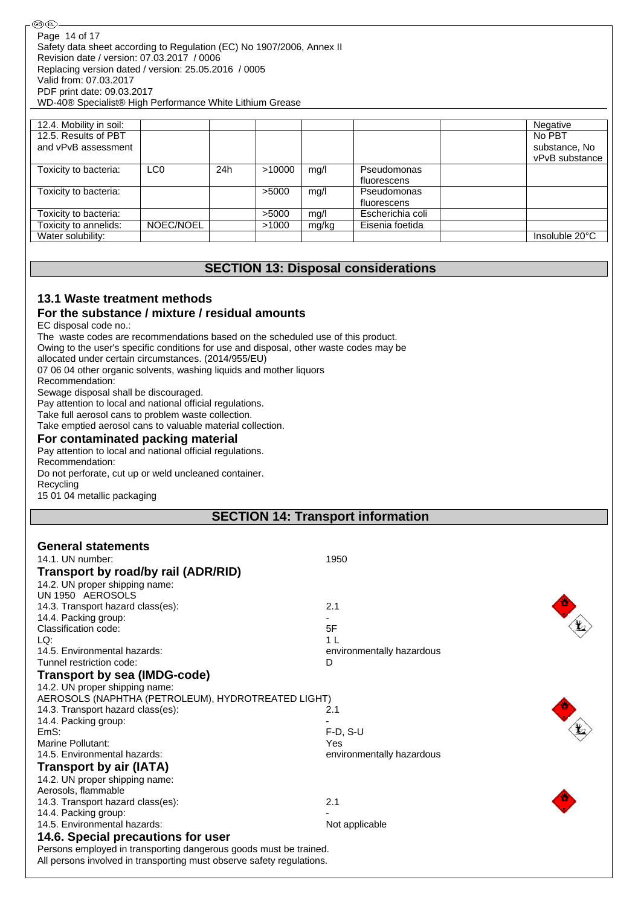| 12.4. Mobility in soil: | | | | | | | Negative |
|---|---|---|---|---|---|---|---|
| 12.5. Results of PBT and vPvB assessment | | | | | | | No PBT substance, No vPvB substance |
| Toxicity to bacteria: | LC0 | 24h | >10000 | mg/l | Pseudomonas fluorescens | | |
| Toxicity to bacteria: | | | >5000 | mg/l | Pseudomonas fluorescens | | |
| Toxicity to bacteria: | | | >5000 | mg/l | Escherichia coli | | |
| Toxicity to annelids: | NOEC/NOEL | | >1000 | mg/kg | Eisenia foetida | | |
| Water solubility: | | | | | | | Insoluble 20°C |

## SECTION 13: Disposal considerations

### 13.1 Waste treatment methods

### For the substance / mixture / residual amounts

EC disposal code no.:
The waste codes are recommendations based on the scheduled use of this product.
Owing to the user's specific conditions for use and disposal, other waste codes may be allocated under certain circumstances. (2014/955/EU)
07 06 04 other organic solvents, washing liquids and mother liquors
Recommendation:
Sewage disposal shall be discouraged.
Pay attention to local and national official regulations.
Take full aerosol cans to problem waste collection.
Take emptied aerosol cans to valuable material collection.

### For contaminated packing material

Pay attention to local and national official regulations.
Recommendation:
Do not perforate, cut up or weld uncleaned container.
Recycling
15 01 04 metallic packaging

## SECTION 14: Transport information

### General statements

14.1. UN number: 1950

### Transport by road/by rail (ADR/RID)

14.2. UN proper shipping name:
UN 1950 AEROSOLS
14.3. Transport hazard class(es): 2.1
14.4. Packing group: -
Classification code: 5F
LQ: 1 L
14.5. Environmental hazards: environmentally hazardous
Tunnel restriction code: D

### Transport by sea (IMDG-code)

14.2. UN proper shipping name:
AEROSOLS (NAPHTHA (PETROLEUM), HYDROTREATED LIGHT)
14.3. Transport hazard class(es): 2.1
14.4. Packing group: -
EmS: F-D, S-U
Marine Pollutant: Yes
14.5. Environmental hazards: environmentally hazardous

### Transport by air (IATA)

14.2. UN proper shipping name:
Aerosols, flammable
14.3. Transport hazard class(es): 2.1
14.4. Packing group: -
14.5. Environmental hazards: Not applicable

### 14.6. Special precautions for user

Persons employed in transporting dangerous goods must be trained.
All persons involved in transporting must observe safety regulations.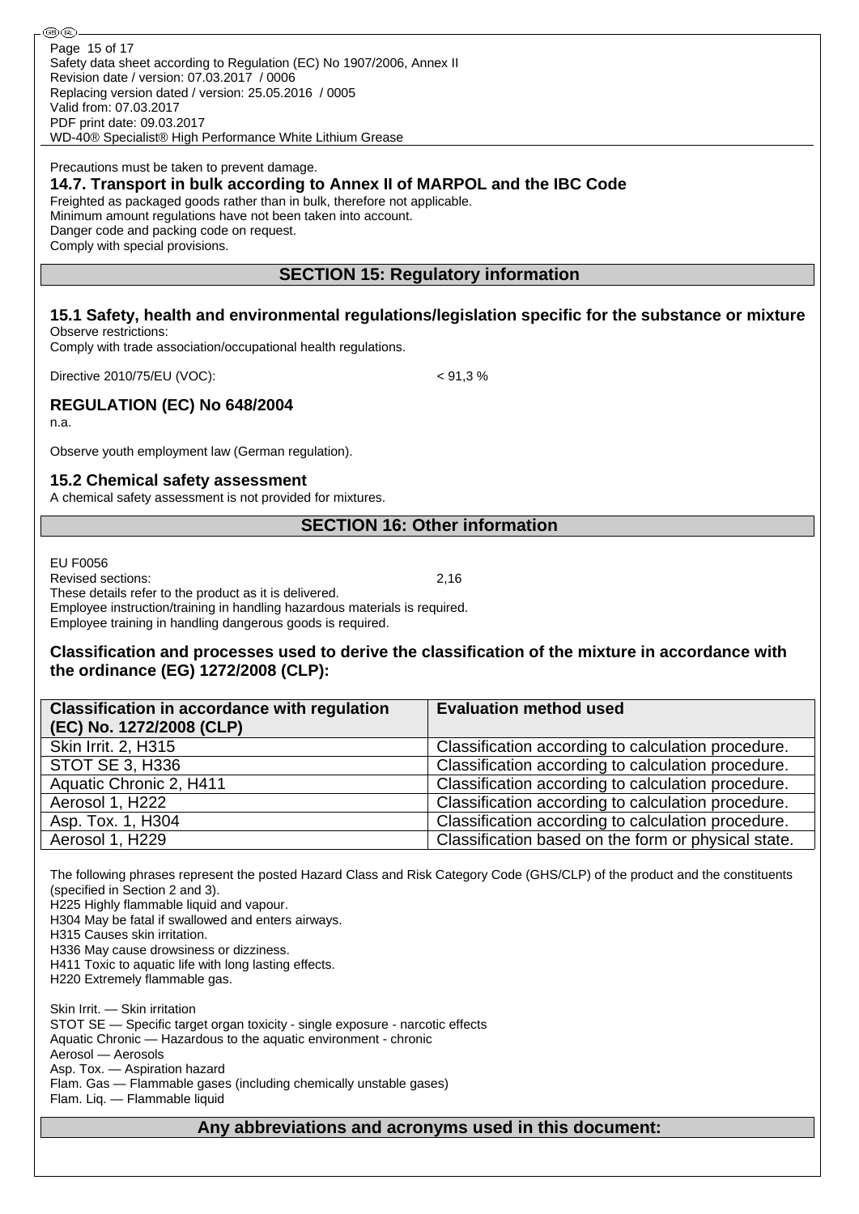Precautions must be taken to prevent damage.

### 14.7. Transport in bulk according to Annex II of MARPOL and the IBC Code

Freighted as packaged goods rather than in bulk, therefore not applicable.
Minimum amount regulations have not been taken into account.
Danger code and packing code on request.
Comply with special provisions.

## SECTION 15: Regulatory information

### 15.1 Safety, health and environmental regulations/legislation specific for the substance or mixture

Observe restrictions:
Comply with trade association/occupational health regulations.

Directive 2010/75/EU (VOC): < 91,3 %

### REGULATION (EC) No 648/2004

n.a.

Observe youth employment law (German regulation).

### 15.2 Chemical safety assessment

A chemical safety assessment is not provided for mixtures.

## SECTION 16: Other information

EU F0056
Revised sections: 2,16
These details refer to the product as it is delivered.
Employee instruction/training in handling hazardous materials is required.
Employee training in handling dangerous goods is required.

### Classification and processes used to derive the classification of the mixture in accordance with the ordinance (EG) 1272/2008 (CLP):

| Classification in accordance with regulation (EC) No. 1272/2008 (CLP) | Evaluation method used |
|---|---|
| Skin Irrit. 2, H315 | Classification according to calculation procedure. |
| STOT SE 3, H336 | Classification according to calculation procedure. |
| Aquatic Chronic 2, H411 | Classification according to calculation procedure. |
| Aerosol 1, H222 | Classification according to calculation procedure. |
| Asp. Tox. 1, H304 | Classification according to calculation procedure. |
| Aerosol 1, H229 | Classification based on the form or physical state. |

The following phrases represent the posted Hazard Class and Risk Category Code (GHS/CLP) of the product and the constituents (specified in Section 2 and 3).
H225 Highly flammable liquid and vapour.
H304 May be fatal if swallowed and enters airways.
H315 Causes skin irritation.
H336 May cause drowsiness or dizziness.
H411 Toxic to aquatic life with long lasting effects.
H220 Extremely flammable gas.

Skin Irrit. — Skin irritation
STOT SE — Specific target organ toxicity - single exposure - narcotic effects
Aquatic Chronic — Hazardous to the aquatic environment - chronic
Aerosol — Aerosols
Asp. Tox. — Aspiration hazard
Flam. Gas — Flammable gases (including chemically unstable gases)
Flam. Liq. — Flammable liquid

## Any abbreviations and acronyms used in this document: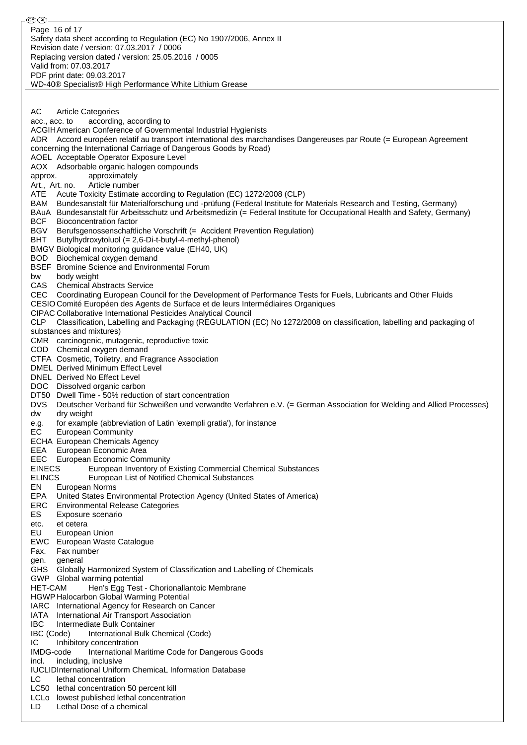AC Article Categories
acc., acc. to according, according to
ACGIH American Conference of Governmental Industrial Hygienists
ADR Accord européen relatif au transport international des marchandises Dangereuses par Route (= European Agreement concerning the International Carriage of Dangerous Goods by Road)
AOEL Acceptable Operator Exposure Level
AOX Adsorbable organic halogen compounds
approx. approximately
Art., Art. no. Article number
ATE Acute Toxicity Estimate according to Regulation (EC) 1272/2008 (CLP)
BAM Bundesanstalt für Materialforschung und -prüfung (Federal Institute for Materials Research and Testing, Germany)
BAuA Bundesanstalt für Arbeitsschutz und Arbeitsmedizin (= Federal Institute for Occupational Health and Safety, Germany)
BCF Bioconcentration factor
BGV Berufsgenossenschaftliche Vorschrift (= Accident Prevention Regulation)
BHT Butylhydroxytoluol (= 2,6-Di-t-butyl-4-methyl-phenol)
BMGV Biological monitoring guidance value (EH40, UK)
BOD Biochemical oxygen demand
BSEF Bromine Science and Environmental Forum
bw body weight
CAS Chemical Abstracts Service
CEC Coordinating European Council for the Development of Performance Tests for Fuels, Lubricants and Other Fluids
CESIO Comité Européen des Agents de Surface et de leurs Intermédiaires Organiques
CIPAC Collaborative International Pesticides Analytical Council
CLP Classification, Labelling and Packaging (REGULATION (EC) No 1272/2008 on classification, labelling and packaging of substances and mixtures)
CMR carcinogenic, mutagenic, reproductive toxic
COD Chemical oxygen demand
CTFA Cosmetic, Toiletry, and Fragrance Association
DMEL Derived Minimum Effect Level
DNEL Derived No Effect Level
DOC Dissolved organic carbon
DT50 Dwell Time - 50% reduction of start concentration
DVS Deutscher Verband für Schweißen und verwandte Verfahren e.V. (= German Association for Welding and Allied Processes)
dw dry weight
e.g. for example (abbreviation of Latin 'exempli gratia'), for instance
EC European Community
ECHA European Chemicals Agency
EEA European Economic Area
EEC European Economic Community
EINECS European Inventory of Existing Commercial Chemical Substances
ELINCS European List of Notified Chemical Substances
EN European Norms
EPA United States Environmental Protection Agency (United States of America)
ERC Environmental Release Categories
ES Exposure scenario
etc. et cetera
EU European Union
EWC European Waste Catalogue
Fax. Fax number
gen. general
GHS Globally Harmonized System of Classification and Labelling of Chemicals
GWP Global warming potential
HET-CAM Hen's Egg Test - Chorionallantoic Membrane
HGWP Halocarbon Global Warming Potential
IARC International Agency for Research on Cancer
IATA International Air Transport Association
IBC Intermediate Bulk Container
IBC (Code) International Bulk Chemical (Code)
IC Inhibitory concentration
IMDG-code International Maritime Code for Dangerous Goods
incl. including, inclusive
IUCLID International Uniform ChemicaL Information Database
LC lethal concentration
LC50 lethal concentration 50 percent kill
LCLo lowest published lethal concentration
LD Lethal Dose of a chemical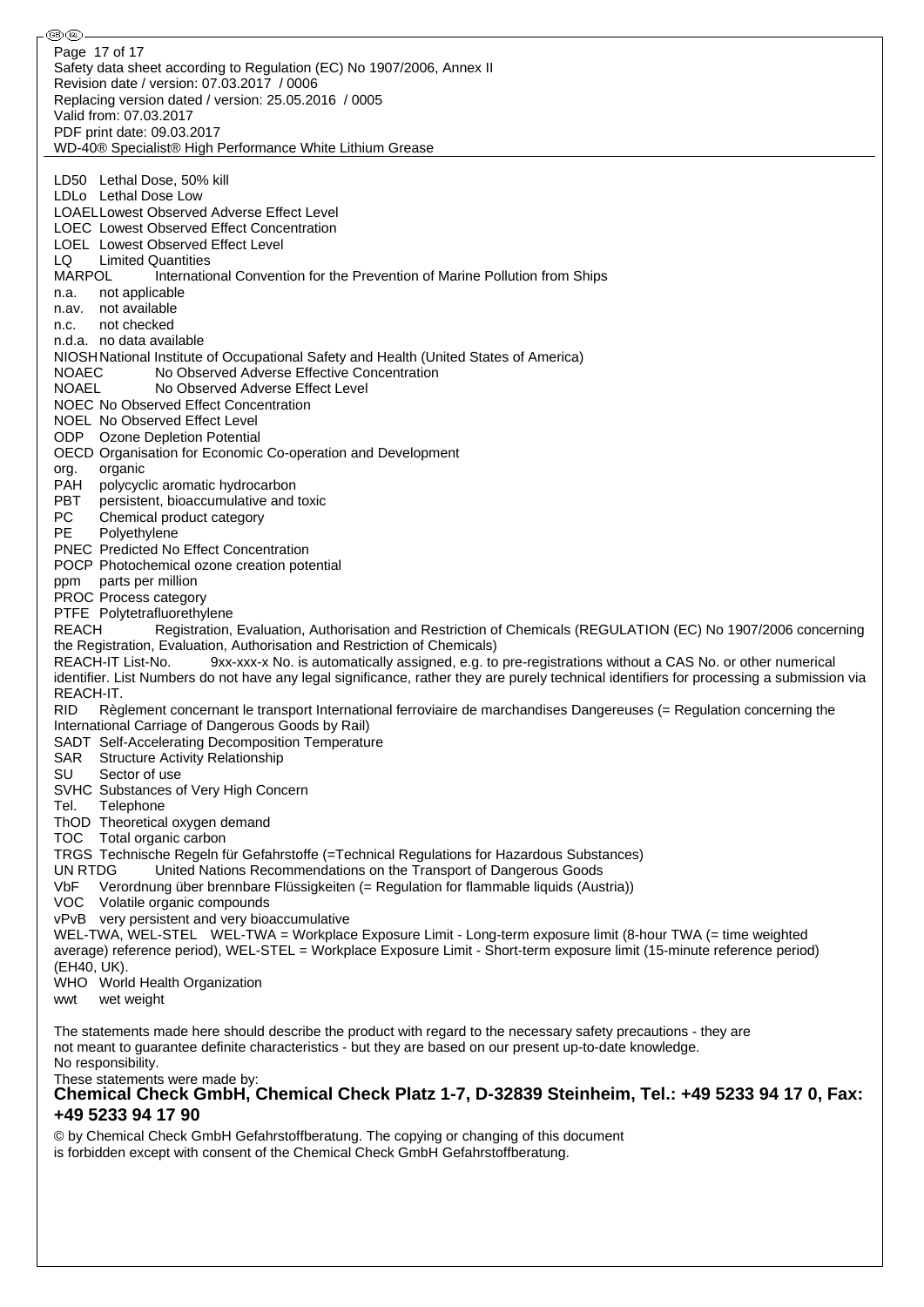LD50 Lethal Dose, 50% kill
LDLo Lethal Dose Low
LOAEL Lowest Observed Adverse Effect Level
LOEC Lowest Observed Effect Concentration
LOEL Lowest Observed Effect Level
LQ Limited Quantities
MARPOL International Convention for the Prevention of Marine Pollution from Ships
n.a. not applicable
n.av. not available
n.c. not checked
n.d.a. no data available
NIOSH National Institute of Occupational Safety and Health (United States of America)
NOAEC No Observed Adverse Effective Concentration
NOAEL No Observed Adverse Effect Level
NOEC No Observed Effect Concentration
NOEL No Observed Effect Level
ODP Ozone Depletion Potential
OECD Organisation for Economic Co-operation and Development
org. organic
PAH polycyclic aromatic hydrocarbon
PBT persistent, bioaccumulative and toxic
PC Chemical product category
PE Polyethylene
PNEC Predicted No Effect Concentration
POCP Photochemical ozone creation potential
ppm parts per million
PROC Process category
PTFE Polytetrafluorethylene
REACH Registration, Evaluation, Authorisation and Restriction of Chemicals (REGULATION (EC) No 1907/2006 concerning the Registration, Evaluation, Authorisation and Restriction of Chemicals)
REACH-IT List-No. 9xx-xxx-x No. is automatically assigned, e.g. to pre-registrations without a CAS No. or other numerical identifier. List Numbers do not have any legal significance, rather they are purely technical identifiers for processing a submission via REACH-IT.
RID Règlement concernant le transport International ferroviaire de marchandises Dangereuses (= Regulation concerning the International Carriage of Dangerous Goods by Rail)
SADT Self-Accelerating Decomposition Temperature
SAR Structure Activity Relationship
SU Sector of use
SVHC Substances of Very High Concern
Tel. Telephone
ThOD Theoretical oxygen demand
TOC Total organic carbon
TRGS Technische Regeln für Gefahrstoffe (=Technical Regulations for Hazardous Substances)
UN RTDG United Nations Recommendations on the Transport of Dangerous Goods
VbF Verordnung über brennbare Flüssigkeiten (= Regulation for flammable liquids (Austria))
VOC Volatile organic compounds
vPvB very persistent and very bioaccumulative
WEL-TWA, WEL-STEL WEL-TWA = Workplace Exposure Limit - Long-term exposure limit (8-hour TWA (= time weighted average) reference period), WEL-STEL = Workplace Exposure Limit - Short-term exposure limit (15-minute reference period) (EH40, UK).
WHO World Health Organization
wwt wet weight

The statements made here should describe the product with regard to the necessary safety precautions - they are not meant to guarantee definite characteristics - but they are based on our present up-to-date knowledge.
No responsibility.
These statements were made by:

**Chemical Check GmbH, Chemical Check Platz 1-7, D-32839 Steinheim, Tel.: +49 5233 94 17 0, Fax: +49 5233 94 17 90**

© by Chemical Check GmbH Gefahrstoffberatung. The copying or changing of this document is forbidden except with consent of the Chemical Check GmbH Gefahrstoffberatung.